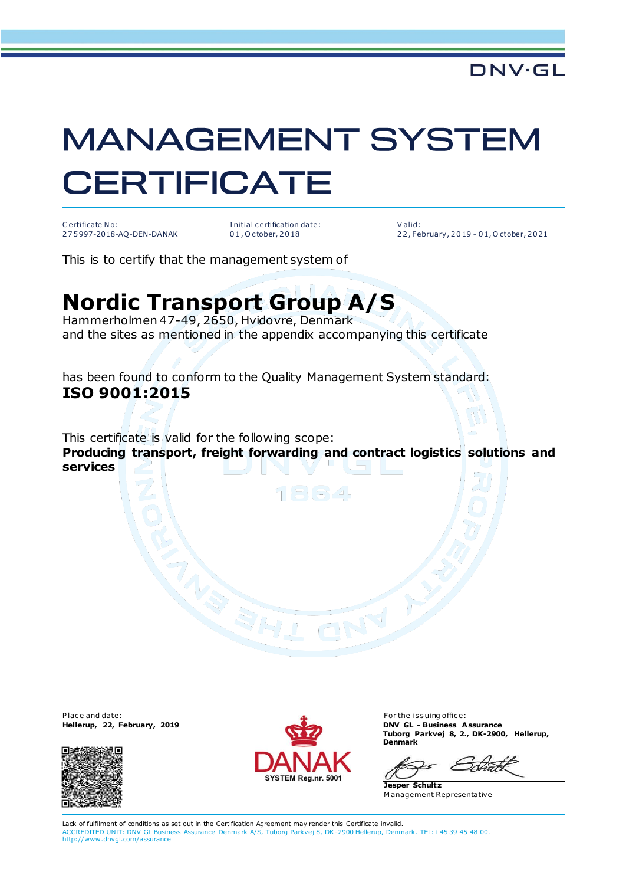DNV·GL

# MANAGEMENT SYSTEM CERTIFICATE

| Certificate No: | Initial certification date: | Valid: |
|---|---|---|
| 275997-2018-AQ-DEN-DANAK | 01, October, 2018 | 22, February, 2019 - 01, October, 2021 |

This is to certify that the management system of

## Nordic Transport Group A/S

Hammerholmen 47-49, 2650, Hvidovre, Denmark
and the sites as mentioned in the appendix accompanying this certificate

has been found to conform to the Quality Management System standard:
**ISO 9001:2015**

This certificate is valid for the following scope:
**Producing transport, freight forwarding and contract logistics solutions and services**

Place and date:
**Hellerup, 22, February, 2019**

DANAK
SYSTEM Reg.nr. 5001

For the issuing office:
**DNV GL - Business Assurance**
**Tuborg Parkvej 8, 2., DK-2900, Hellerup, Denmark**

**Jesper Schultz**
Management Representative

Lack of fulfilment of conditions as set out in the Certification Agreement may render this Certificate invalid.
ACCREDITED UNIT: DNV GL Business Assurance Denmark A/S, Tuborg Parkvej 8, DK-2900 Hellerup, Denmark. TEL: +45 39 45 48 00. http://www.dnvgl.com/assurance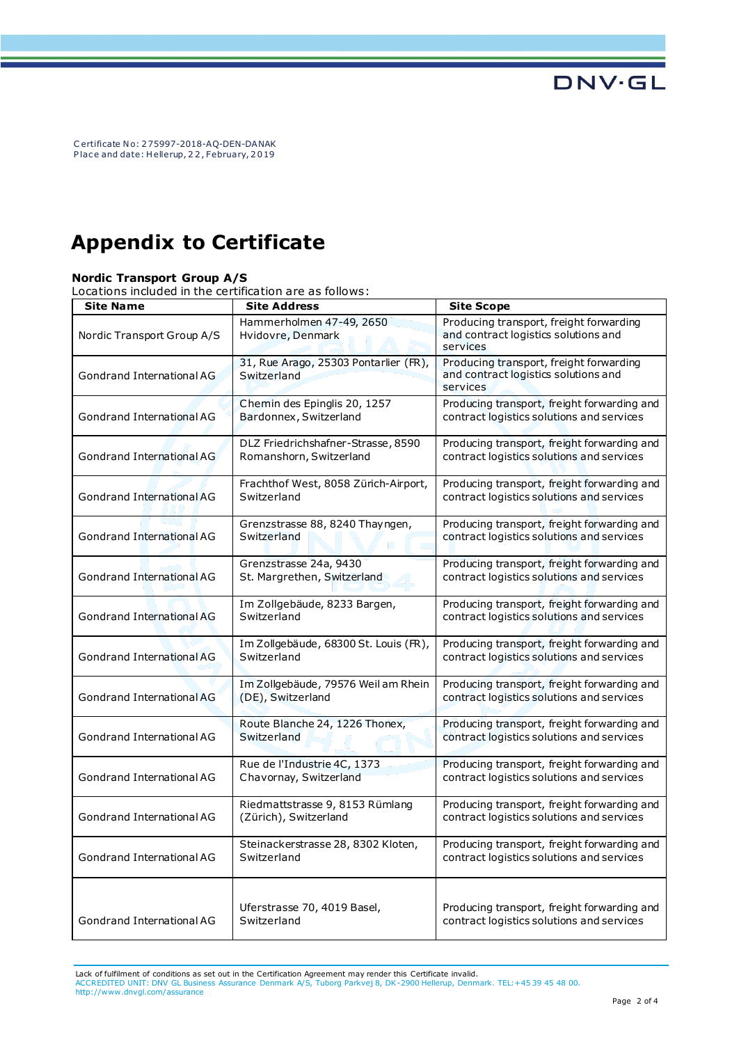Certificate No: 275997-2018-AQ-DEN-DANAK
Place and date: Hellerup, 22, February, 2019

# Appendix to Certificate

**Nordic Transport Group A/S**
Locations included in the certification are as follows:

| Site Name | Site Address | Site Scope |
|---|---|---|
| Nordic Transport Group A/S | Hammerholmen 47-49, 2650 Hvidovre, Denmark | Producing transport, freight forwarding and contract logistics solutions and services |
| Gondrand International AG | 31, Rue Arago, 25303 Pontarlier (FR), Switzerland | Producing transport, freight forwarding and contract logistics solutions and services |
| Gondrand International AG | Chemin des Epinglis 20, 1257 Bardonnex, Switzerland | Producing transport, freight forwarding and contract logistics solutions and services |
| Gondrand International AG | DLZ Friedrichshafner-Strasse, 8590 Romanshorn, Switzerland | Producing transport, freight forwarding and contract logistics solutions and services |
| Gondrand International AG | Frachthof West, 8058 Zürich-Airport, Switzerland | Producing transport, freight forwarding and contract logistics solutions and services |
| Gondrand International AG | Grenzstrasse 88, 8240 Thayngen, Switzerland | Producing transport, freight forwarding and contract logistics solutions and services |
| Gondrand International AG | Grenzstrasse 24a, 9430 St. Margrethen, Switzerland | Producing transport, freight forwarding and contract logistics solutions and services |
| Gondrand International AG | Im Zollgebäude, 8233 Bargen, Switzerland | Producing transport, freight forwarding and contract logistics solutions and services |
| Gondrand International AG | Im Zollgebäude, 68300 St. Louis (FR), Switzerland | Producing transport, freight forwarding and contract logistics solutions and services |
| Gondrand International AG | Im Zollgebäude, 79576 Weil am Rhein (DE), Switzerland | Producing transport, freight forwarding and contract logistics solutions and services |
| Gondrand International AG | Route Blanche 24, 1226 Thonex, Switzerland | Producing transport, freight forwarding and contract logistics solutions and services |
| Gondrand International AG | Rue de l'Industrie 4C, 1373 Chavornay, Switzerland | Producing transport, freight forwarding and contract logistics solutions and services |
| Gondrand International AG | Riedmattstrasse 9, 8153 Rümlang (Zürich), Switzerland | Producing transport, freight forwarding and contract logistics solutions and services |
| Gondrand International AG | Steinackerstrasse 28, 8302 Kloten, Switzerland | Producing transport, freight forwarding and contract logistics solutions and services |
| Gondrand International AG | Uferstrasse 70, 4019 Basel, Switzerland | Producing transport, freight forwarding and contract logistics solutions and services |

Lack of fulfilment of conditions as set out in the Certification Agreement may render this Certificate invalid.
ACCREDITED UNIT: DNV GL Business Assurance Denmark A/S, Tuborg Parkvej 8, DK-2900 Hellerup, Denmark. TEL:+45 39 45 48 00. http://www.dnvgl.com/assurance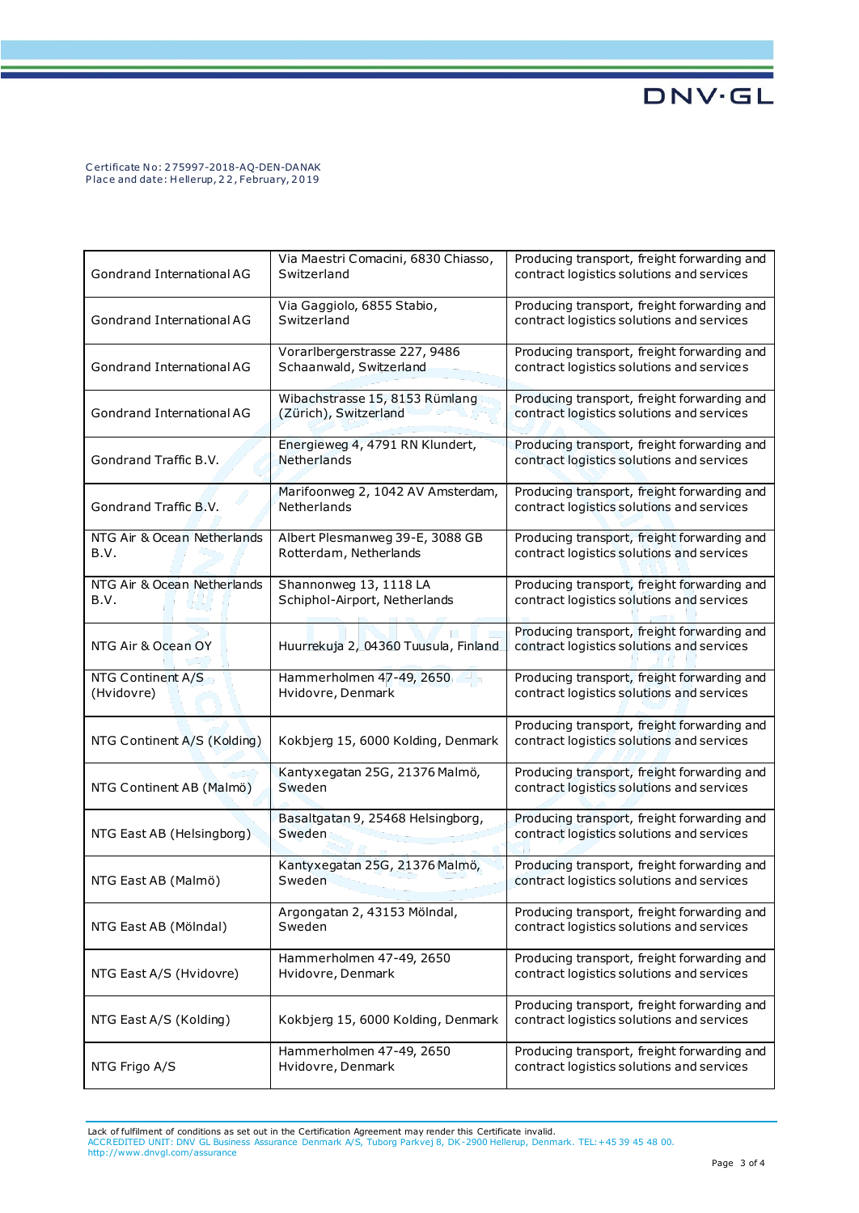Certificate No: 275997-2018-AQ-DEN-DANAK
Place and date: Hellerup, 22, February, 2019

| | | |
|---|---|---|
| Gondrand International AG | Via Maestri Comacini, 6830 Chiasso, Switzerland | Producing transport, freight forwarding and contract logistics solutions and services |
| Gondrand International AG | Via Gaggiolo, 6855 Stabio, Switzerland | Producing transport, freight forwarding and contract logistics solutions and services |
| Gondrand International AG | Vorarlbergerstrasse 227, 9486 Schaanwald, Switzerland | Producing transport, freight forwarding and contract logistics solutions and services |
| Gondrand International AG | Wibachstrasse 15, 8153 Rümlang (Zürich), Switzerland | Producing transport, freight forwarding and contract logistics solutions and services |
| Gondrand Traffic B.V. | Energieweg 4, 4791 RN Klundert, Netherlands | Producing transport, freight forwarding and contract logistics solutions and services |
| Gondrand Traffic B.V. | Marifoonweg 2, 1042 AV Amsterdam, Netherlands | Producing transport, freight forwarding and contract logistics solutions and services |
| NTG Air & Ocean Netherlands B.V. | Albert Plesmanweg 39-E, 3088 GB Rotterdam, Netherlands | Producing transport, freight forwarding and contract logistics solutions and services |
| NTG Air & Ocean Netherlands B.V. | Shannonweg 13, 1118 LA Schiphol-Airport, Netherlands | Producing transport, freight forwarding and contract logistics solutions and services |
| NTG Air & Ocean OY | Huurrekuja 2, 04360 Tuusula, Finland | Producing transport, freight forwarding and contract logistics solutions and services |
| NTG Continent A/S (Hvidovre) | Hammerholmen 47-49, 2650 Hvidovre, Denmark | Producing transport, freight forwarding and contract logistics solutions and services |
| NTG Continent A/S (Kolding) | Kokbjerg 15, 6000 Kolding, Denmark | Producing transport, freight forwarding and contract logistics solutions and services |
| NTG Continent AB (Malmö) | Kantyxegatan 25G, 21376 Malmö, Sweden | Producing transport, freight forwarding and contract logistics solutions and services |
| NTG East AB (Helsingborg) | Basaltgatan 9, 25468 Helsingborg, Sweden | Producing transport, freight forwarding and contract logistics solutions and services |
| NTG East AB (Malmö) | Kantyxegatan 25G, 21376 Malmö, Sweden | Producing transport, freight forwarding and contract logistics solutions and services |
| NTG East AB (Mölndal) | Argongatan 2, 43153 Mölndal, Sweden | Producing transport, freight forwarding and contract logistics solutions and services |
| NTG East A/S (Hvidovre) | Hammerholmen 47-49, 2650 Hvidovre, Denmark | Producing transport, freight forwarding and contract logistics solutions and services |
| NTG East A/S (Kolding) | Kokbjerg 15, 6000 Kolding, Denmark | Producing transport, freight forwarding and contract logistics solutions and services |
| NTG Frigo A/S | Hammerholmen 47-49, 2650 Hvidovre, Denmark | Producing transport, freight forwarding and contract logistics solutions and services |

Lack of fulfilment of conditions as set out in the Certification Agreement may render this Certificate invalid.
ACCREDITED UNIT: DNV GL Business Assurance Denmark A/S, Tuborg Parkvej 8, DK-2900 Hellerup, Denmark. TEL:+45 39 45 48 00. http://www.dnvgl.com/assurance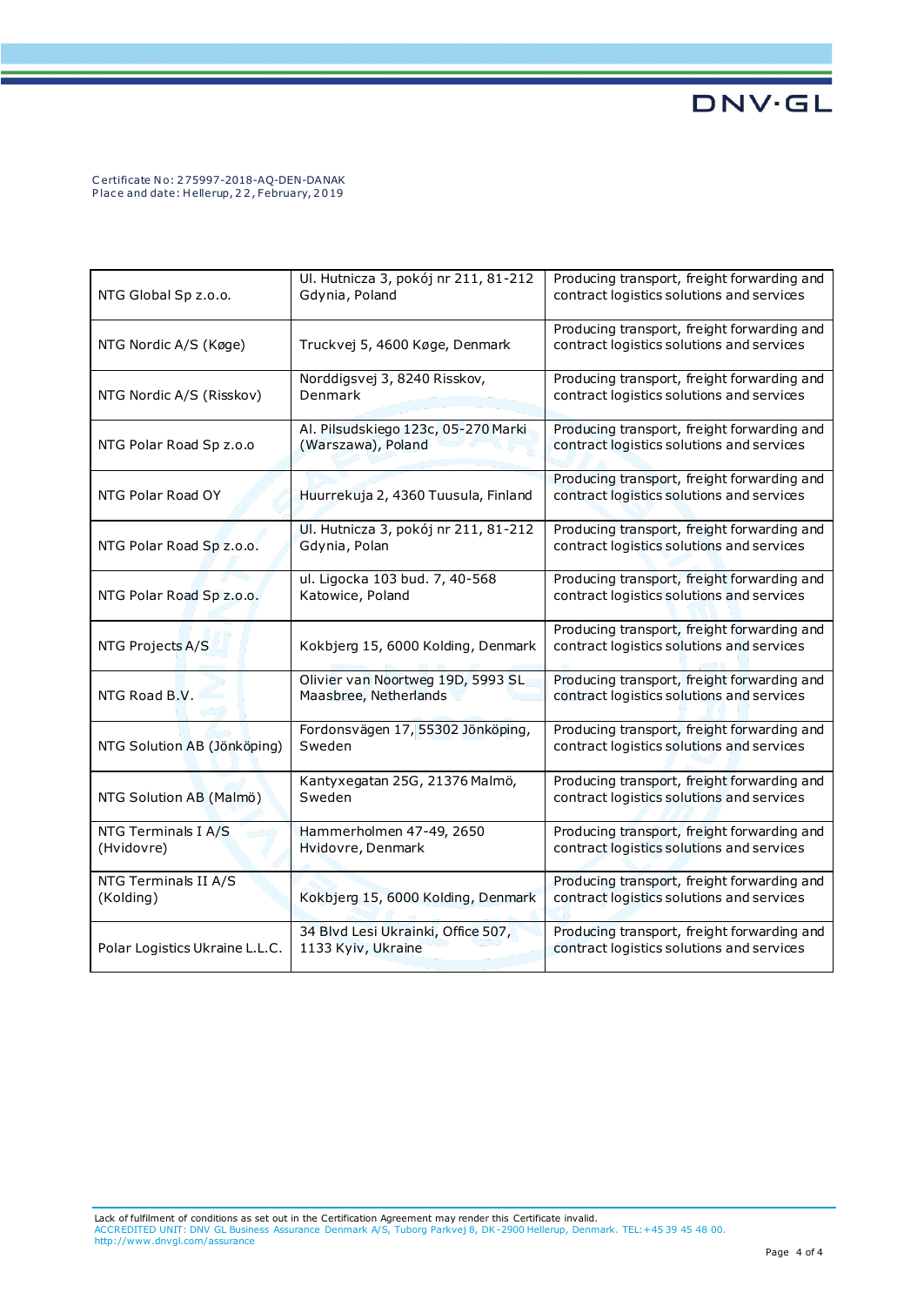Certificate No: 275997-2018-AQ-DEN-DANAK
Place and date: Hellerup, 22, February, 2019

| | | |
|---|---|---|
| NTG Global Sp z.o.o. | Ul. Hutnicza 3, pokój nr 211, 81-212 Gdynia, Poland | Producing transport, freight forwarding and contract logistics solutions and services |
| NTG Nordic A/S (Køge) | Truckvej 5, 4600 Køge, Denmark | Producing transport, freight forwarding and contract logistics solutions and services |
| NTG Nordic A/S (Risskov) | Norddigsvej 3, 8240 Risskov, Denmark | Producing transport, freight forwarding and contract logistics solutions and services |
| NTG Polar Road Sp z.o.o | Al. Pilsudskiego 123c, 05-270 Marki (Warszawa), Poland | Producing transport, freight forwarding and contract logistics solutions and services |
| NTG Polar Road OY | Huurrekuja 2, 4360 Tuusula, Finland | Producing transport, freight forwarding and contract logistics solutions and services |
| NTG Polar Road Sp z.o.o. | Ul. Hutnicza 3, pokój nr 211, 81-212 Gdynia, Polan | Producing transport, freight forwarding and contract logistics solutions and services |
| NTG Polar Road Sp z.o.o. | ul. Ligocka 103 bud. 7, 40-568 Katowice, Poland | Producing transport, freight forwarding and contract logistics solutions and services |
| NTG Projects A/S | Kokbjerg 15, 6000 Kolding, Denmark | Producing transport, freight forwarding and contract logistics solutions and services |
| NTG Road B.V. | Olivier van Noortweg 19D, 5993 SL Maasbree, Netherlands | Producing transport, freight forwarding and contract logistics solutions and services |
| NTG Solution AB (Jönköping) | Fordonsvägen 17, 55302 Jönköping, Sweden | Producing transport, freight forwarding and contract logistics solutions and services |
| NTG Solution AB (Malmö) | Kantyxegatan 25G, 21376 Malmö, Sweden | Producing transport, freight forwarding and contract logistics solutions and services |
| NTG Terminals I A/S (Hvidovre) | Hammerholmen 47-49, 2650 Hvidovre, Denmark | Producing transport, freight forwarding and contract logistics solutions and services |
| NTG Terminals II A/S (Kolding) | Kokbjerg 15, 6000 Kolding, Denmark | Producing transport, freight forwarding and contract logistics solutions and services |
| Polar Logistics Ukraine L.L.C. | 34 Blvd Lesi Ukrainki, Office 507, 1133 Kyiv, Ukraine | Producing transport, freight forwarding and contract logistics solutions and services |

Lack of fulfilment of conditions as set out in the Certification Agreement may render this Certificate invalid.
ACCREDITED UNIT: DNV GL Business Assurance Denmark A/S, Tuborg Parkvej 8, DK-2900 Hellerup, Denmark. TEL:+45 39 45 48 00. http://www.dnvgl.com/assurance